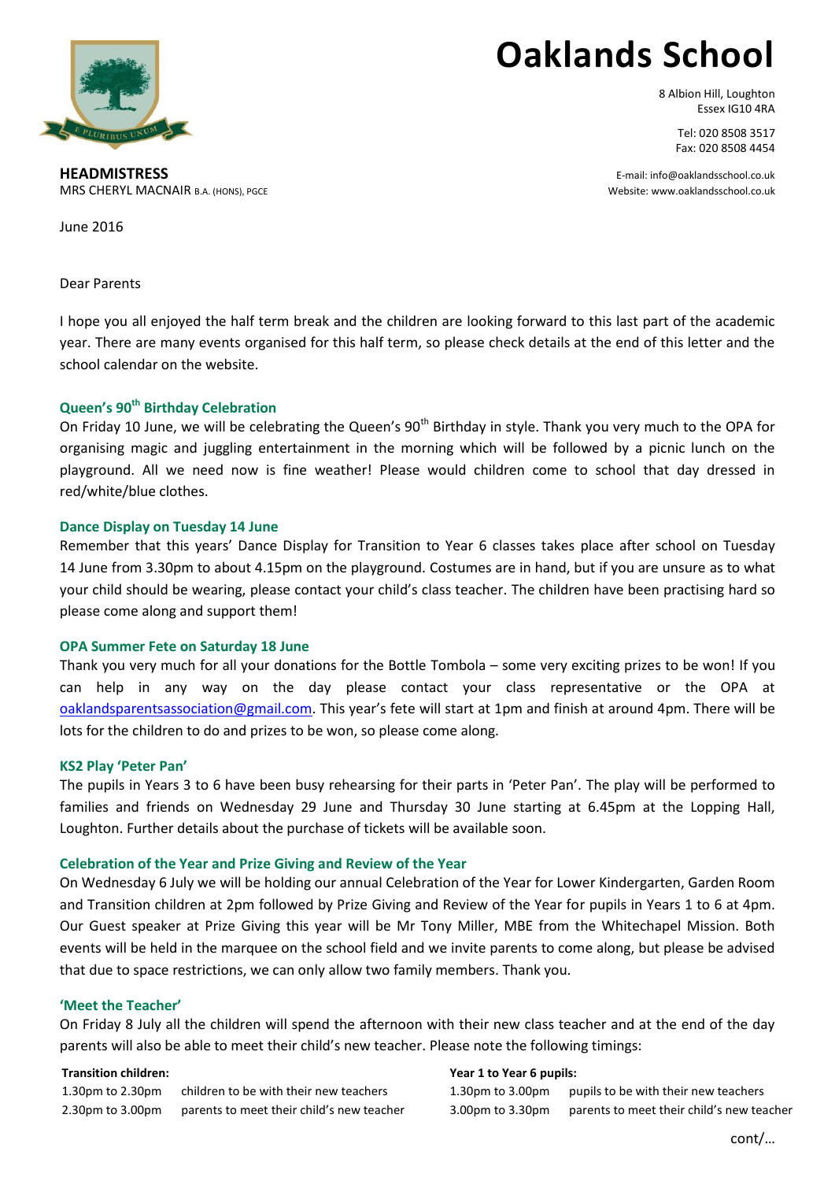# Oaklands School

8 Albion Hill, Loughton
Essex IG10 4RA

Tel: 020 8508 3517
Fax: 020 8508 4454

E-mail: info@oaklandsschool.co.uk
Website: www.oaklandsschool.co.uk

**HEADMISTRESS**
MRS CHERYL MACNAIR B.A. (HONS), PGCE

June 2016

Dear Parents

I hope you all enjoyed the half term break and the children are looking forward to this last part of the academic year. There are many events organised for this half term, so please check details at the end of this letter and the school calendar on the website.

### Queen's 90th Birthday Celebration

On Friday 10 June, we will be celebrating the Queen's 90th Birthday in style. Thank you very much to the OPA for organising magic and juggling entertainment in the morning which will be followed by a picnic lunch on the playground. All we need now is fine weather! Please would children come to school that day dressed in red/white/blue clothes.

### Dance Display on Tuesday 14 June

Remember that this years' Dance Display for Transition to Year 6 classes takes place after school on Tuesday 14 June from 3.30pm to about 4.15pm on the playground. Costumes are in hand, but if you are unsure as to what your child should be wearing, please contact your child's class teacher. The children have been practising hard so please come along and support them!

### OPA Summer Fete on Saturday 18 June

Thank you very much for all your donations for the Bottle Tombola – some very exciting prizes to be won! If you can help in any way on the day please contact your class representative or the OPA at oaklandsparentsassociation@gmail.com. This year's fete will start at 1pm and finish at around 4pm. There will be lots for the children to do and prizes to be won, so please come along.

### KS2 Play 'Peter Pan'

The pupils in Years 3 to 6 have been busy rehearsing for their parts in 'Peter Pan'. The play will be performed to families and friends on Wednesday 29 June and Thursday 30 June starting at 6.45pm at the Lopping Hall, Loughton. Further details about the purchase of tickets will be available soon.

### Celebration of the Year and Prize Giving and Review of the Year

On Wednesday 6 July we will be holding our annual Celebration of the Year for Lower Kindergarten, Garden Room and Transition children at 2pm followed by Prize Giving and Review of the Year for pupils in Years 1 to 6 at 4pm. Our Guest speaker at Prize Giving this year will be Mr Tony Miller, MBE from the Whitechapel Mission. Both events will be held in the marquee on the school field and we invite parents to come along, but please be advised that due to space restrictions, we can only allow two family members. Thank you.

### 'Meet the Teacher'

On Friday 8 July all the children will spend the afternoon with their new class teacher and at the end of the day parents will also be able to meet their child's new teacher. Please note the following timings:

**Transition children:**

| | |
|---|---|
| 1.30pm to 2.30pm | children to be with their new teachers |
| 2.30pm to 3.00pm | parents to meet their child's new teacher |

**Year 1 to Year 6 pupils:**

| | |
|---|---|
| 1.30pm to 3.00pm | pupils to be with their new teachers |
| 3.00pm to 3.30pm | parents to meet their child's new teacher |

cont/…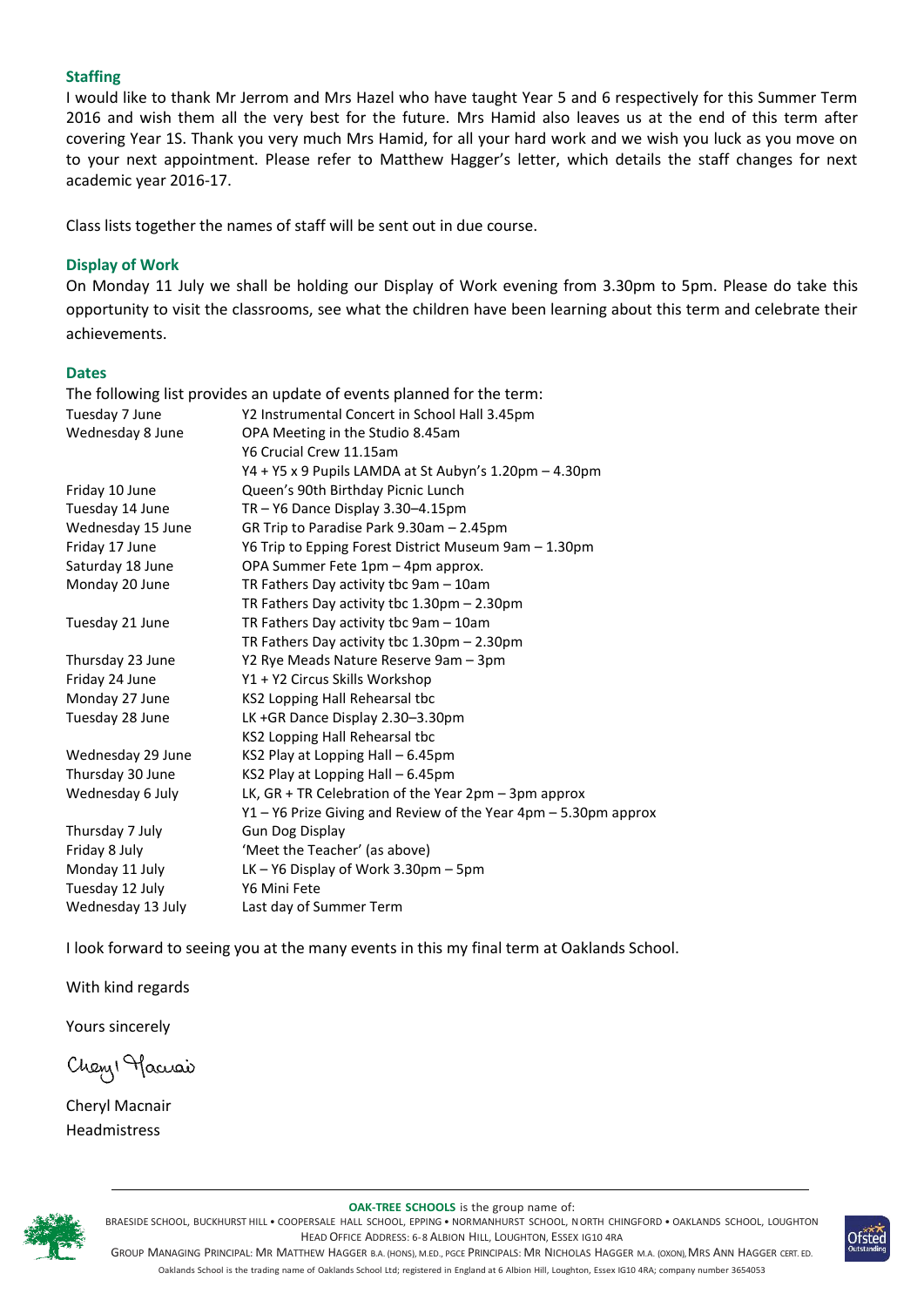### Staffing

I would like to thank Mr Jerrom and Mrs Hazel who have taught Year 5 and 6 respectively for this Summer Term 2016 and wish them all the very best for the future. Mrs Hamid also leaves us at the end of this term after covering Year 1S. Thank you very much Mrs Hamid, for all your hard work and we wish you luck as you move on to your next appointment. Please refer to Matthew Hagger's letter, which details the staff changes for next academic year 2016-17.

Class lists together the names of staff will be sent out in due course.

### Display of Work

On Monday 11 July we shall be holding our Display of Work evening from 3.30pm to 5pm. Please do take this opportunity to visit the classrooms, see what the children have been learning about this term and celebrate their achievements.

### Dates

The following list provides an update of events planned for the term:

| | |
|---|---|
| Tuesday 7 June | Y2 Instrumental Concert in School Hall 3.45pm |
| Wednesday 8 June | OPA Meeting in the Studio 8.45am |
| | Y6 Crucial Crew 11.15am |
| | Y4 + Y5 x 9 Pupils LAMDA at St Aubyn's 1.20pm – 4.30pm |
| Friday 10 June | Queen's 90th Birthday Picnic Lunch |
| Tuesday 14 June | TR – Y6 Dance Display 3.30–4.15pm |
| Wednesday 15 June | GR Trip to Paradise Park 9.30am – 2.45pm |
| Friday 17 June | Y6 Trip to Epping Forest District Museum 9am – 1.30pm |
| Saturday 18 June | OPA Summer Fete 1pm – 4pm approx. |
| Monday 20 June | TR Fathers Day activity tbc 9am – 10am |
| | TR Fathers Day activity tbc 1.30pm – 2.30pm |
| Tuesday 21 June | TR Fathers Day activity tbc 9am – 10am |
| | TR Fathers Day activity tbc 1.30pm – 2.30pm |
| Thursday 23 June | Y2 Rye Meads Nature Reserve 9am – 3pm |
| Friday 24 June | Y1 + Y2 Circus Skills Workshop |
| Monday 27 June | KS2 Lopping Hall Rehearsal tbc |
| Tuesday 28 June | LK +GR Dance Display 2.30–3.30pm |
| | KS2 Lopping Hall Rehearsal tbc |
| Wednesday 29 June | KS2 Play at Lopping Hall – 6.45pm |
| Thursday 30 June | KS2 Play at Lopping Hall – 6.45pm |
| Wednesday 6 July | LK, GR + TR Celebration of the Year 2pm – 3pm approx |
| | Y1 – Y6 Prize Giving and Review of the Year 4pm – 5.30pm approx |
| Thursday 7 July | Gun Dog Display |
| Friday 8 July | 'Meet the Teacher' (as above) |
| Monday 11 July | LK – Y6 Display of Work 3.30pm – 5pm |
| Tuesday 12 July | Y6 Mini Fete |
| Wednesday 13 July | Last day of Summer Term |

I look forward to seeing you at the many events in this my final term at Oaklands School.

With kind regards

Yours sincerely

Cheryl Macnair

Cheryl Macnair
Headmistress

**OAK-TREE SCHOOLS** is the group name of:
BRAESIDE SCHOOL, BUCKHURST HILL • COOPERSALE HALL SCHOOL, EPPING • NORMANHURST SCHOOL, NORTH CHINGFORD • OAKLANDS SCHOOL, LOUGHTON
HEAD OFFICE ADDRESS: 6-8 ALBION HILL, LOUGHTON, ESSEX IG10 4RA
GROUP MANAGING PRINCIPAL: MR MATTHEW HAGGER B.A. (HONS), M.ED., PGCE PRINCIPALS: MR NICHOLAS HAGGER M.A. (OXON), MRS ANN HAGGER CERT. ED.
Oaklands School is the trading name of Oaklands School Ltd; registered in England at 6 Albion Hill, Loughton, Essex IG10 4RA; company number 3654053